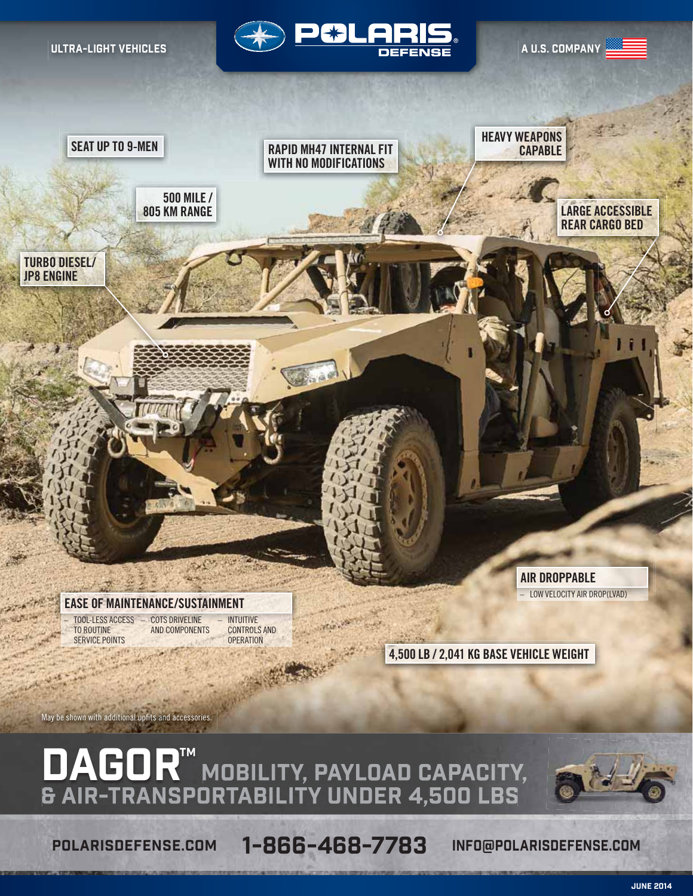ULTRA-LIGHT VEHICLES

POLARIS DEFENSE

A U.S. COMPANY

SEAT UP TO 9-MEN

RAPID MH47 INTERNAL FIT WITH NO MODIFICATIONS

HEAVY WEAPONS CAPABLE

500 MILE / 805 KM RANGE

LARGE ACCESSIBLE REAR CARGO BED

TURBO DIESEL/ JP8 ENGINE

AIR DROPPABLE

- LOW VELOCITY AIR DROP(LVAD)

EASE OF MAINTENANCE/SUSTAINMENT

- TOOL-LESS ACCESS TO ROUTINE SERVICE POINTS
- COTS DRIVELINE AND COMPONENTS
- INTUITIVE CONTROLS AND OPERATION

4,500 LB / 2,041 KG BASE VEHICLE WEIGHT

May be shown with additional upfits and accessories.

# DAGOR™ MOBILITY, PAYLOAD CAPACITY, & AIR-TRANSPORTABILITY UNDER 4,500 LBS

POLARISDEFENSE.COM 1-866-468-7783 INFO@POLARISDEFENSE.COM

JUNE 2014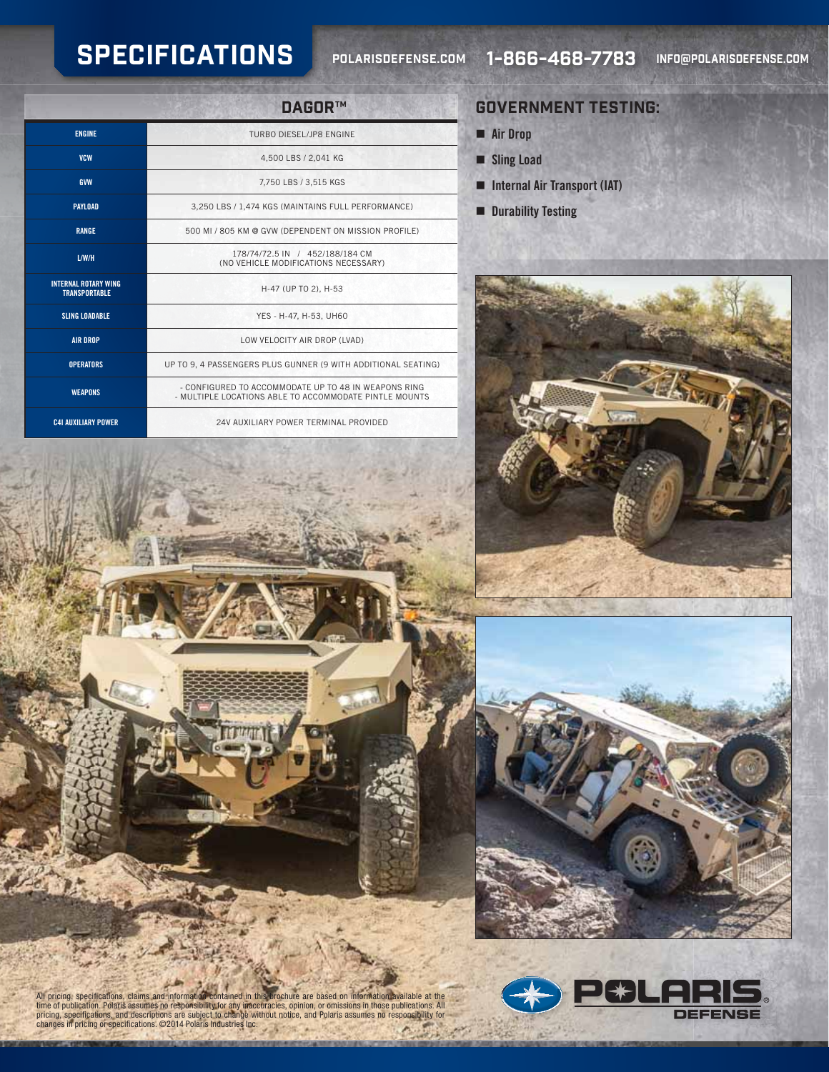# SPECIFICATIONS

POLARISDEFENSE.COM 1-866-468-7783 INFO@POLARISDEFENSE.COM

| DAGOR™ | |
|---|---|
| ENGINE | TURBO DIESEL/JP8 ENGINE |
| VCW | 4,500 LBS / 2,041 KG |
| GVW | 7,750 LBS / 3,515 KGS |
| PAYLOAD | 3,250 LBS / 1,474 KGS (MAINTAINS FULL PERFORMANCE) |
| RANGE | 500 MI / 805 KM @ GVW (DEPENDENT ON MISSION PROFILE) |
| L/W/H | 178/74/72.5 IN / 452/188/184 CM (NO VEHICLE MODIFICATIONS NECESSARY) |
| INTERNAL ROTARY WING TRANSPORTABLE | H-47 (UP TO 2), H-53 |
| SLING LOADABLE | YES - H-47, H-53, UH60 |
| AIR DROP | LOW VELOCITY AIR DROP (LVAD) |
| OPERATORS | UP TO 9, 4 PASSENGERS PLUS GUNNER (9 WITH ADDITIONAL SEATING) |
| WEAPONS | - CONFIGURED TO ACCOMMODATE UP TO 48 IN WEAPONS RING<br>- MULTIPLE LOCATIONS ABLE TO ACCOMMODATE PINTLE MOUNTS |
| C4I AUXILIARY POWER | 24V AUXILIARY POWER TERMINAL PROVIDED |

## GOVERNMENT TESTING:

- Air Drop
- Sling Load
- Internal Air Transport (IAT)
- Durability Testing

All pricing, specifications, claims and information contained in this brochure are based on information available at the time of publication. Polaris assumes no responsibility for any inaccuracies, opinion, or omissions in those publications. All pricing, specifications, and descriptions are subject to change without notice, and Polaris assumes no responsibility for changes in pricing or specifications. ©2014 Polaris Industries Inc.

POLARIS® DEFENSE